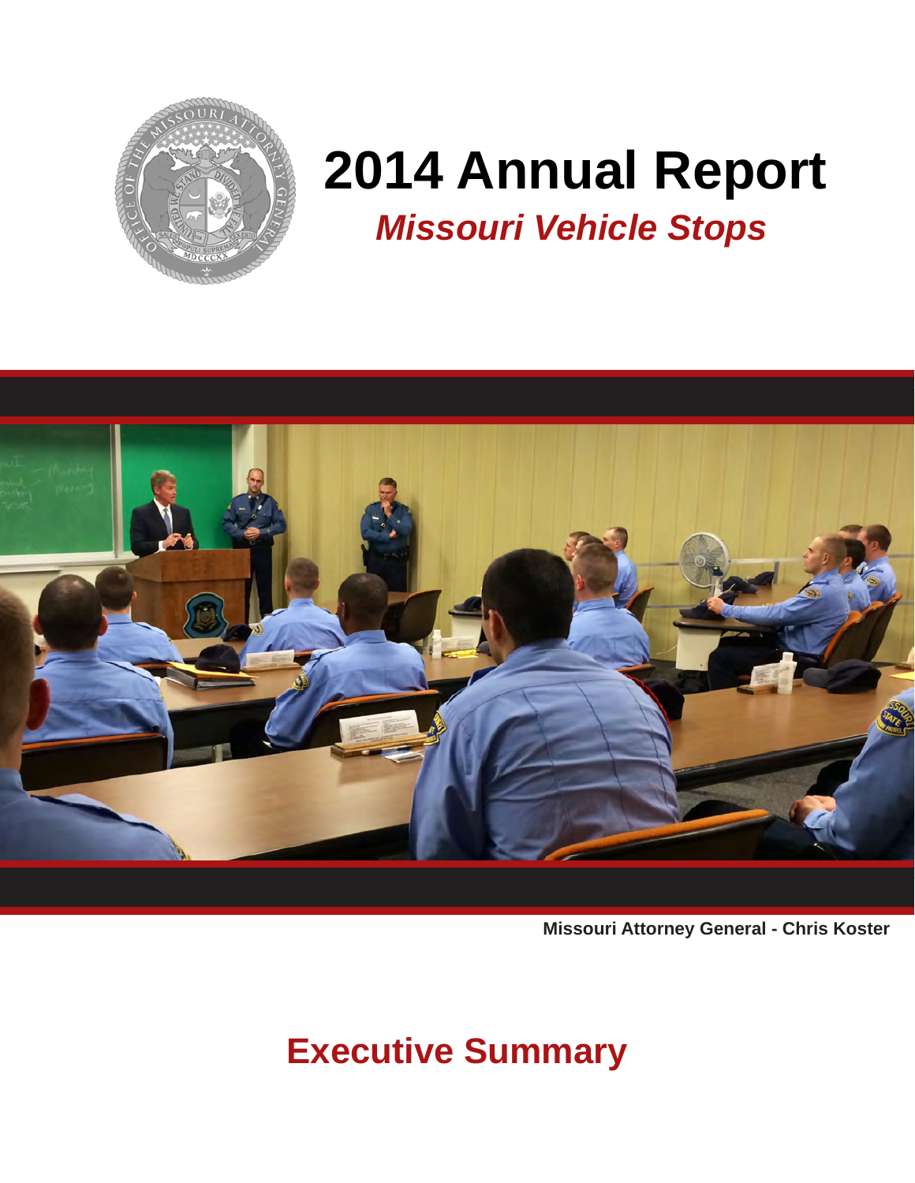# 2014 Annual Report

## *Missouri Vehicle Stops*

**Missouri Attorney General - Chris Koster**

## Executive Summary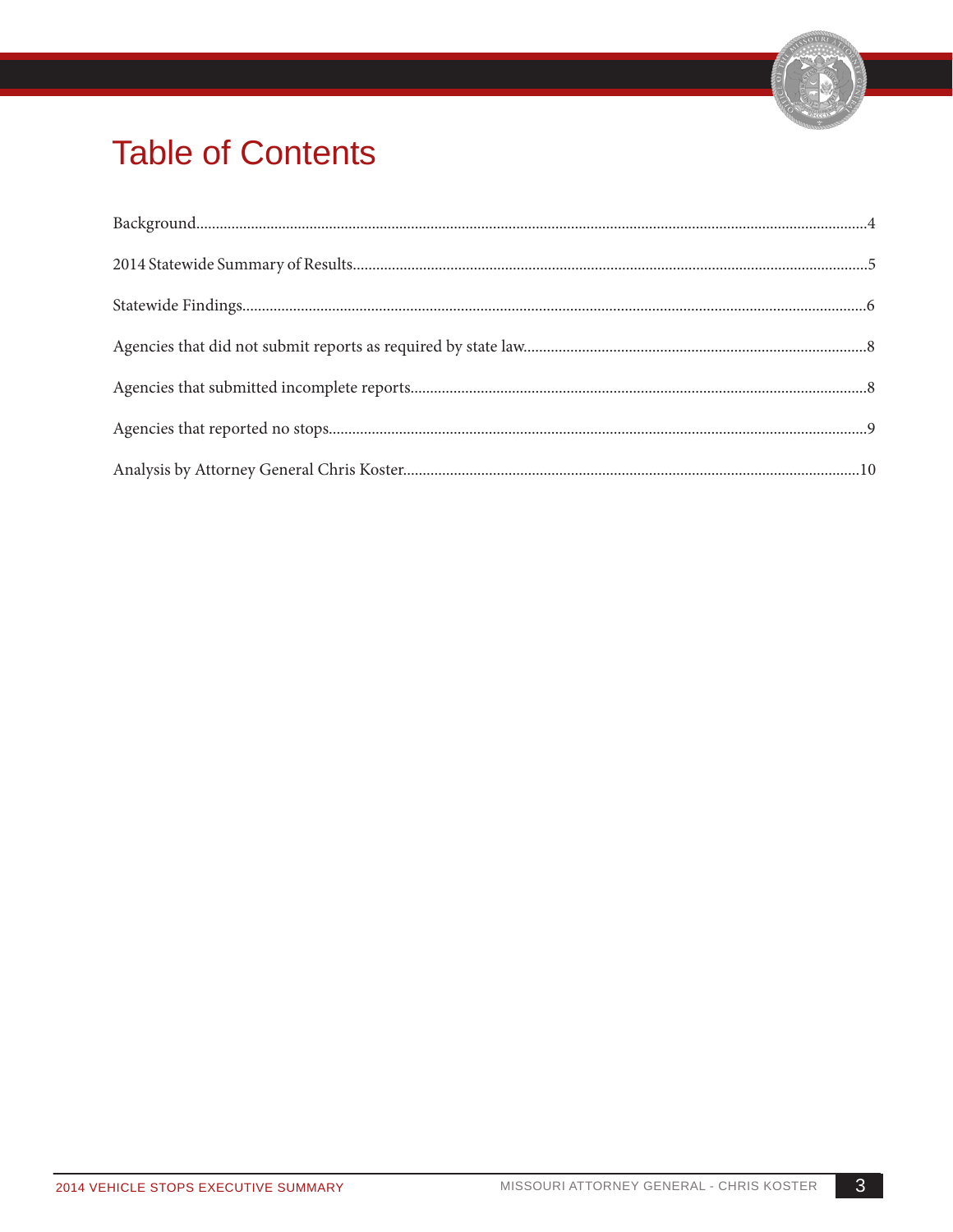# Table of Contents

Background....4

2014 Statewide Summary of Results....5

Statewide Findings....6

Agencies that did not submit reports as required by state law....8

Agencies that submitted incomplete reports....8

Agencies that reported no stops....9

Analysis by Attorney General Chris Koster....10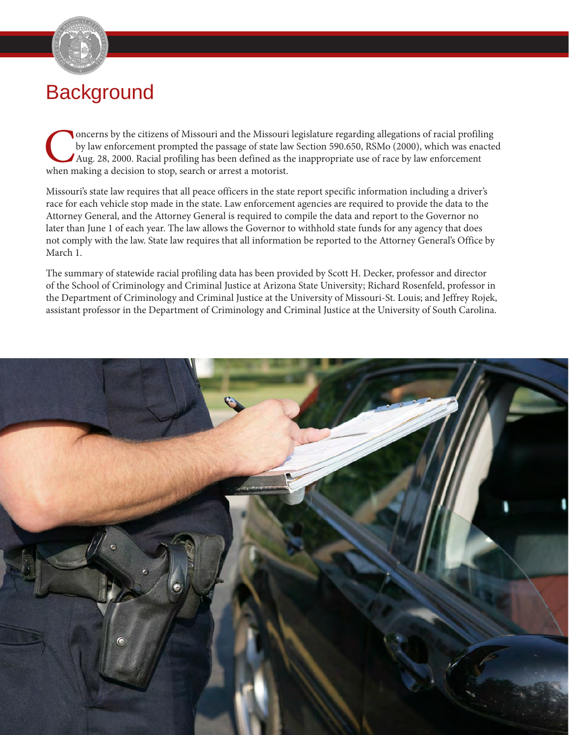# Background

Concerns by the citizens of Missouri and the Missouri legislature regarding allegations of racial profiling by law enforcement prompted the passage of state law Section 590.650, RSMo (2000), which was enacted Aug. 28, 2000. Racial profiling has been defined as the inappropriate use of race by law enforcement when making a decision to stop, search or arrest a motorist.

Missouri's state law requires that all peace officers in the state report specific information including a driver's race for each vehicle stop made in the state. Law enforcement agencies are required to provide the data to the Attorney General, and the Attorney General is required to compile the data and report to the Governor no later than June 1 of each year. The law allows the Governor to withhold state funds for any agency that does not comply with the law. State law requires that all information be reported to the Attorney General's Office by March 1.

The summary of statewide racial profiling data has been provided by Scott H. Decker, professor and director of the School of Criminology and Criminal Justice at Arizona State University; Richard Rosenfeld, professor in the Department of Criminology and Criminal Justice at the University of Missouri-St. Louis; and Jeffrey Rojek, assistant professor in the Department of Criminology and Criminal Justice at the University of South Carolina.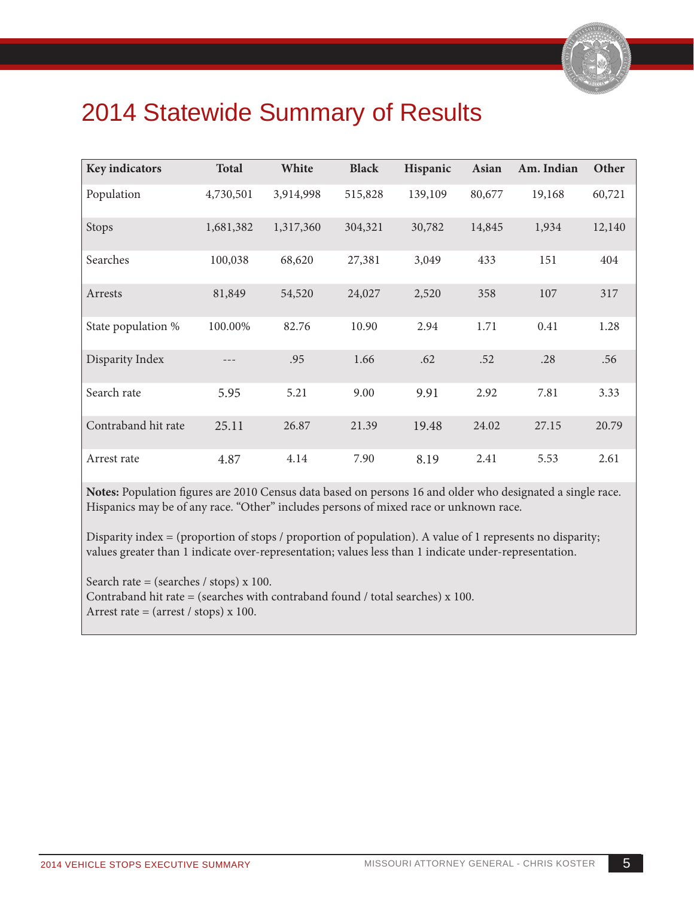# 2014 Statewide Summary of Results

| Key indicators | Total | White | Black | Hispanic | Asian | Am. Indian | Other |
|---|---|---|---|---|---|---|---|
| Population | 4,730,501 | 3,914,998 | 515,828 | 139,109 | 80,677 | 19,168 | 60,721 |
| Stops | 1,681,382 | 1,317,360 | 304,321 | 30,782 | 14,845 | 1,934 | 12,140 |
| Searches | 100,038 | 68,620 | 27,381 | 3,049 | 433 | 151 | 404 |
| Arrests | 81,849 | 54,520 | 24,027 | 2,520 | 358 | 107 | 317 |
| State population % | 100.00% | 82.76 | 10.90 | 2.94 | 1.71 | 0.41 | 1.28 |
| Disparity Index | --- | .95 | 1.66 | .62 | .52 | .28 | .56 |
| Search rate | 5.95 | 5.21 | 9.00 | 9.91 | 2.92 | 7.81 | 3.33 |
| Contraband hit rate | 25.11 | 26.87 | 21.39 | 19.48 | 24.02 | 27.15 | 20.79 |
| Arrest rate | 4.87 | 4.14 | 7.90 | 8.19 | 2.41 | 5.53 | 2.61 |

**Notes:** Population figures are 2010 Census data based on persons 16 and older who designated a single race. Hispanics may be of any race. "Other" includes persons of mixed race or unknown race.

Disparity index = (proportion of stops / proportion of population). A value of 1 represents no disparity; values greater than 1 indicate over-representation; values less than 1 indicate under-representation.

Search rate = (searches / stops) x 100.
Contraband hit rate = (searches with contraband found / total searches) x 100.
Arrest rate = (arrest / stops) x 100.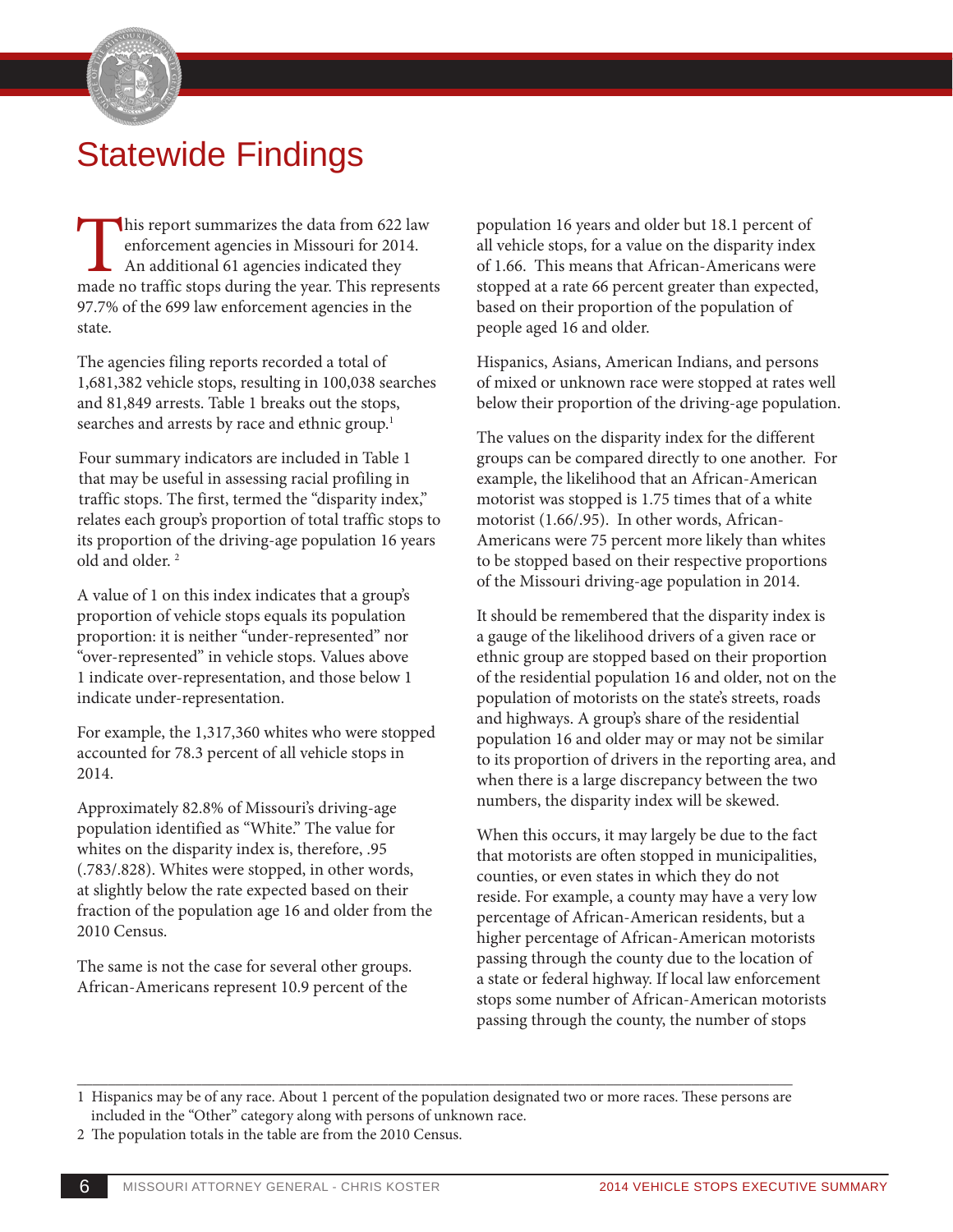# Statewide Findings

This report summarizes the data from 622 law enforcement agencies in Missouri for 2014. An additional 61 agencies indicated they made no traffic stops during the year. This represents 97.7% of the 699 law enforcement agencies in the state.

The agencies filing reports recorded a total of 1,681,382 vehicle stops, resulting in 100,038 searches and 81,849 arrests. Table 1 breaks out the stops, searches and arrests by race and ethnic group.[1]

Four summary indicators are included in Table 1 that may be useful in assessing racial profiling in traffic stops. The first, termed the "disparity index," relates each group's proportion of total traffic stops to its proportion of the driving-age population 16 years old and older.[2]

A value of 1 on this index indicates that a group's proportion of vehicle stops equals its population proportion: it is neither "under-represented" nor "over-represented" in vehicle stops. Values above 1 indicate over-representation, and those below 1 indicate under-representation.

For example, the 1,317,360 whites who were stopped accounted for 78.3 percent of all vehicle stops in 2014.

Approximately 82.8% of Missouri's driving-age population identified as "White." The value for whites on the disparity index is, therefore, .95 (.783/.828). Whites were stopped, in other words, at slightly below the rate expected based on their fraction of the population age 16 and older from the 2010 Census.

The same is not the case for several other groups. African-Americans represent 10.9 percent of the population 16 years and older but 18.1 percent of all vehicle stops, for a value on the disparity index of 1.66. This means that African-Americans were stopped at a rate 66 percent greater than expected, based on their proportion of the population of people aged 16 and older.

Hispanics, Asians, American Indians, and persons of mixed or unknown race were stopped at rates well below their proportion of the driving-age population.

The values on the disparity index for the different groups can be compared directly to one another. For example, the likelihood that an African-American motorist was stopped is 1.75 times that of a white motorist (1.66/.95). In other words, African-Americans were 75 percent more likely than whites to be stopped based on their respective proportions of the Missouri driving-age population in 2014.

It should be remembered that the disparity index is a gauge of the likelihood drivers of a given race or ethnic group are stopped based on their proportion of the residential population 16 and older, not on the population of motorists on the state's streets, roads and highways. A group's share of the residential population 16 and older may or may not be similar to its proportion of drivers in the reporting area, and when there is a large discrepancy between the two numbers, the disparity index will be skewed.

When this occurs, it may largely be due to the fact that motorists are often stopped in municipalities, counties, or even states in which they do not reside. For example, a county may have a very low percentage of African-American residents, but a higher percentage of African-American motorists passing through the county due to the location of a state or federal highway. If local law enforcement stops some number of African-American motorists passing through the county, the number of stops

---

1 Hispanics may be of any race. About 1 percent of the population designated two or more races. These persons are included in the "Other" category along with persons of unknown race.

2 The population totals in the table are from the 2010 Census.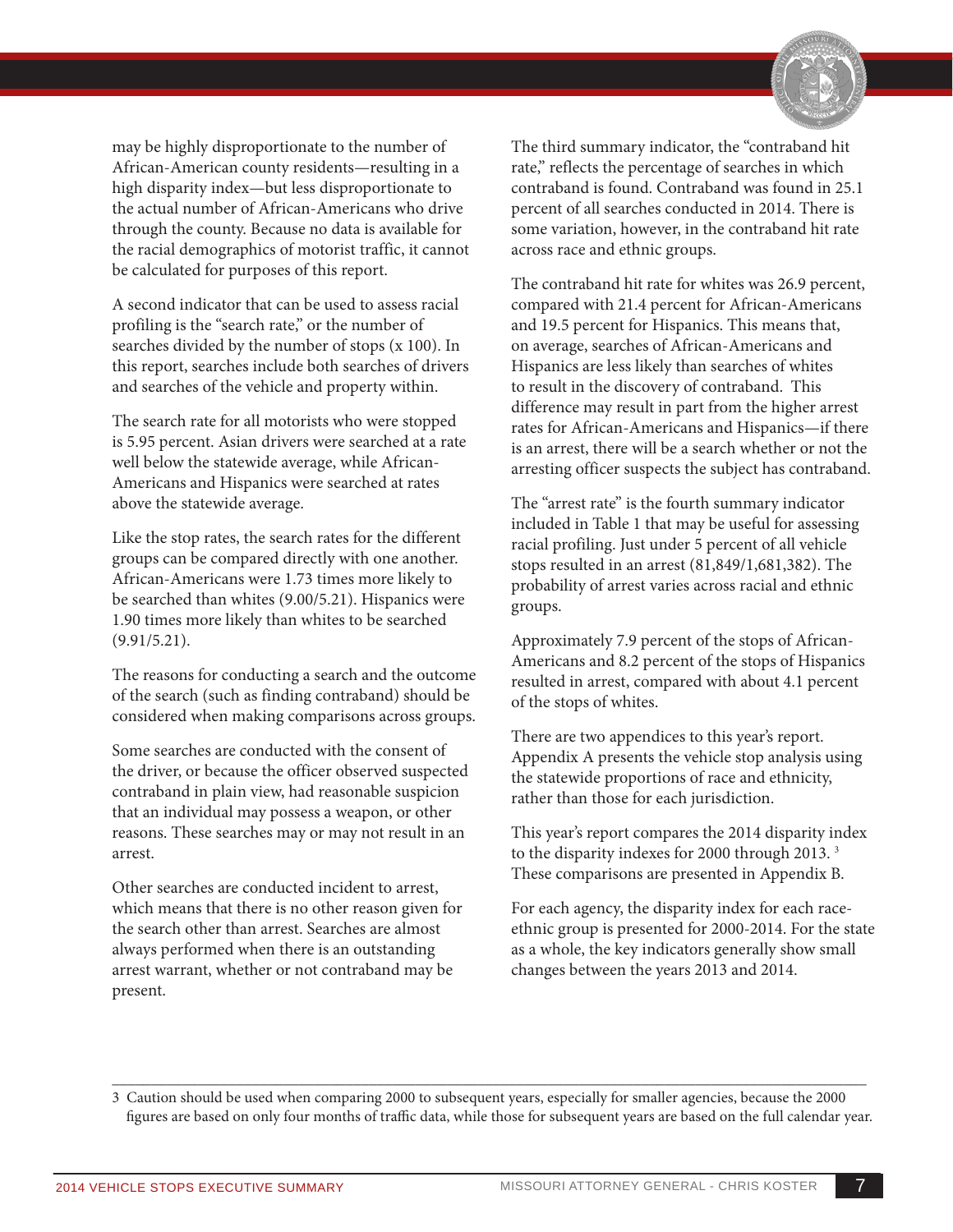may be highly disproportionate to the number of African-American county residents—resulting in a high disparity index—but less disproportionate to the actual number of African-Americans who drive through the county. Because no data is available for the racial demographics of motorist traffic, it cannot be calculated for purposes of this report.

A second indicator that can be used to assess racial profiling is the "search rate," or the number of searches divided by the number of stops (x 100). In this report, searches include both searches of drivers and searches of the vehicle and property within.

The search rate for all motorists who were stopped is 5.95 percent. Asian drivers were searched at a rate well below the statewide average, while African-Americans and Hispanics were searched at rates above the statewide average.

Like the stop rates, the search rates for the different groups can be compared directly with one another. African-Americans were 1.73 times more likely to be searched than whites (9.00/5.21). Hispanics were 1.90 times more likely than whites to be searched (9.91/5.21).

The reasons for conducting a search and the outcome of the search (such as finding contraband) should be considered when making comparisons across groups.

Some searches are conducted with the consent of the driver, or because the officer observed suspected contraband in plain view, had reasonable suspicion that an individual may possess a weapon, or other reasons. These searches may or may not result in an arrest.

Other searches are conducted incident to arrest, which means that there is no other reason given for the search other than arrest. Searches are almost always performed when there is an outstanding arrest warrant, whether or not contraband may be present.

The third summary indicator, the "contraband hit rate," reflects the percentage of searches in which contraband is found. Contraband was found in 25.1 percent of all searches conducted in 2014. There is some variation, however, in the contraband hit rate across race and ethnic groups.

The contraband hit rate for whites was 26.9 percent, compared with 21.4 percent for African-Americans and 19.5 percent for Hispanics. This means that, on average, searches of African-Americans and Hispanics are less likely than searches of whites to result in the discovery of contraband. This difference may result in part from the higher arrest rates for African-Americans and Hispanics—if there is an arrest, there will be a search whether or not the arresting officer suspects the subject has contraband.

The "arrest rate" is the fourth summary indicator included in Table 1 that may be useful for assessing racial profiling. Just under 5 percent of all vehicle stops resulted in an arrest (81,849/1,681,382). The probability of arrest varies across racial and ethnic groups.

Approximately 7.9 percent of the stops of African-Americans and 8.2 percent of the stops of Hispanics resulted in arrest, compared with about 4.1 percent of the stops of whites.

There are two appendices to this year's report. Appendix A presents the vehicle stop analysis using the statewide proportions of race and ethnicity, rather than those for each jurisdiction.

This year's report compares the 2014 disparity index to the disparity indexes for 2000 through 2013.[3] These comparisons are presented in Appendix B.

For each agency, the disparity index for each race-ethnic group is presented for 2000-2014. For the state as a whole, the key indicators generally show small changes between the years 2013 and 2014.

---

3 Caution should be used when comparing 2000 to subsequent years, especially for smaller agencies, because the 2000 figures are based on only four months of traffic data, while those for subsequent years are based on the full calendar year.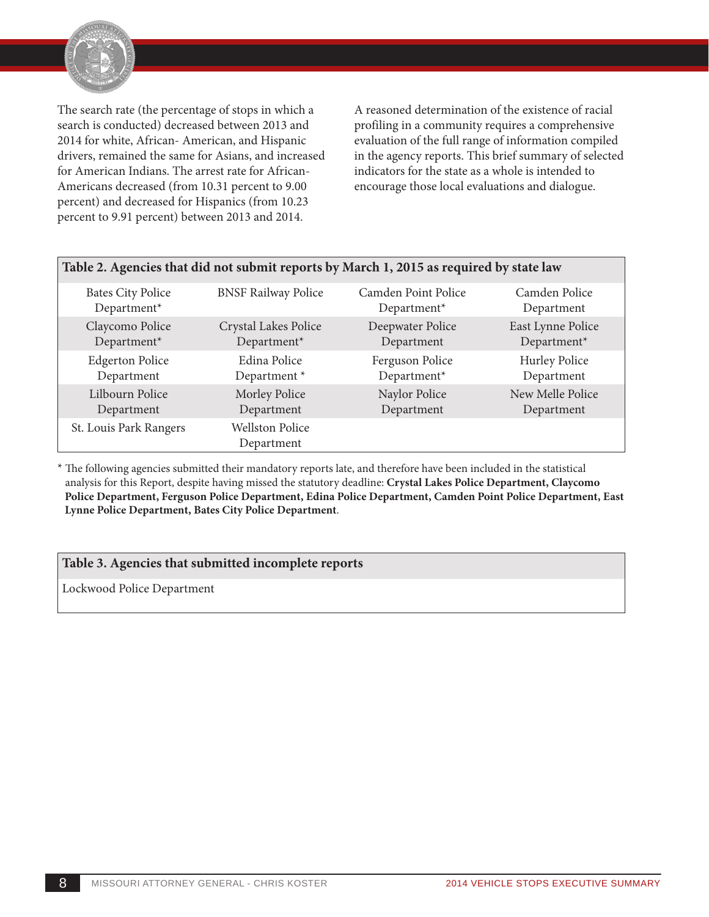The search rate (the percentage of stops in which a search is conducted) decreased between 2013 and 2014 for white, African- American, and Hispanic drivers, remained the same for Asians, and increased for American Indians. The arrest rate for African-Americans decreased (from 10.31 percent to 9.00 percent) and decreased for Hispanics (from 10.23 percent to 9.91 percent) between 2013 and 2014.

A reasoned determination of the existence of racial profiling in a community requires a comprehensive evaluation of the full range of information compiled in the agency reports. This brief summary of selected indicators for the state as a whole is intended to encourage those local evaluations and dialogue.

**Table 2. Agencies that did not submit reports by March 1, 2015 as required by state law**

| | | | |
|---|---|---|---|
| Bates City Police Department* | BNSF Railway Police | Camden Point Police Department* | Camden Police Department |
| Claycomo Police Department* | Crystal Lakes Police Department* | Deepwater Police Department | East Lynne Police Department* |
| Edgerton Police Department | Edina Police Department * | Ferguson Police Department* | Hurley Police Department |
| Lilbourn Police Department | Morley Police Department | Naylor Police Department | New Melle Police Department |
| St. Louis Park Rangers | Wellston Police Department | | |

\* The following agencies submitted their mandatory reports late, and therefore have been included in the statistical analysis for this Report, despite having missed the statutory deadline: **Crystal Lakes Police Department, Claycomo Police Department, Ferguson Police Department, Edina Police Department, Camden Point Police Department, East Lynne Police Department, Bates City Police Department**.

**Table 3. Agencies that submitted incomplete reports**

| |
|---|
| Lockwood Police Department |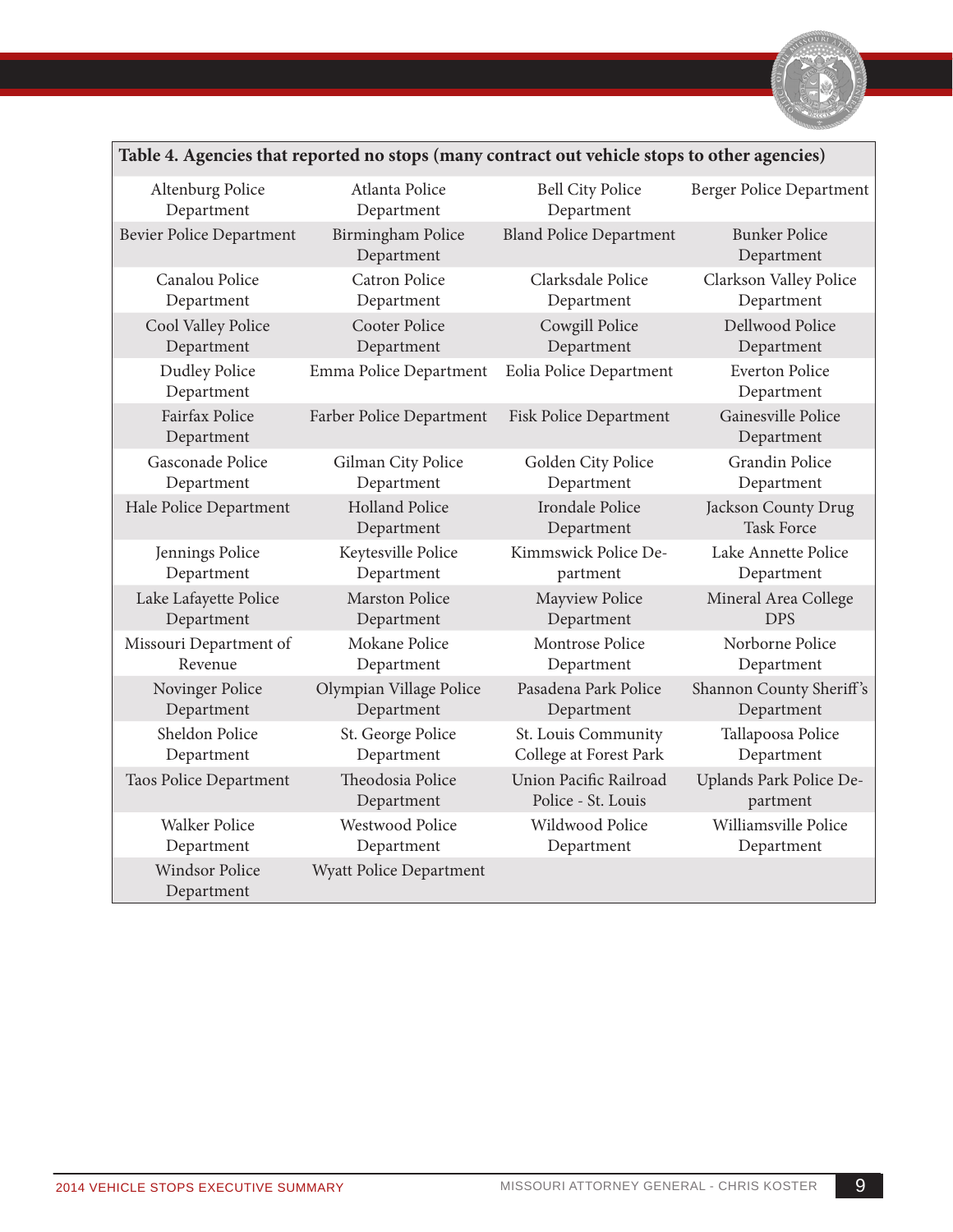| Table 4. Agencies that reported no stops (many contract out vehicle stops to other agencies) | | | |
|---|---|---|---|
| Altenburg Police Department | Atlanta Police Department | Bell City Police Department | Berger Police Department |
| Bevier Police Department | Birmingham Police Department | Bland Police Department | Bunker Police Department |
| Canalou Police Department | Catron Police Department | Clarksdale Police Department | Clarkson Valley Police Department |
| Cool Valley Police Department | Cooter Police Department | Cowgill Police Department | Dellwood Police Department |
| Dudley Police Department | Emma Police Department | Eolia Police Department | Everton Police Department |
| Fairfax Police Department | Farber Police Department | Fisk Police Department | Gainesville Police Department |
| Gasconade Police Department | Gilman City Police Department | Golden City Police Department | Grandin Police Department |
| Hale Police Department | Holland Police Department | Irondale Police Department | Jackson County Drug Task Force |
| Jennings Police Department | Keytesville Police Department | Kimmswick Police Department | Lake Annette Police Department |
| Lake Lafayette Police Department | Marston Police Department | Mayview Police Department | Mineral Area College DPS |
| Missouri Department of Revenue | Mokane Police Department | Montrose Police Department | Norborne Police Department |
| Novinger Police Department | Olympian Village Police Department | Pasadena Park Police Department | Shannon County Sheriff's Department |
| Sheldon Police Department | St. George Police Department | St. Louis Community College at Forest Park | Tallapoosa Police Department |
| Taos Police Department | Theodosia Police Department | Union Pacific Railroad Police - St. Louis | Uplands Park Police Department |
| Walker Police Department | Westwood Police Department | Wildwood Police Department | Williamsville Police Department |
| Windsor Police Department | Wyatt Police Department | | |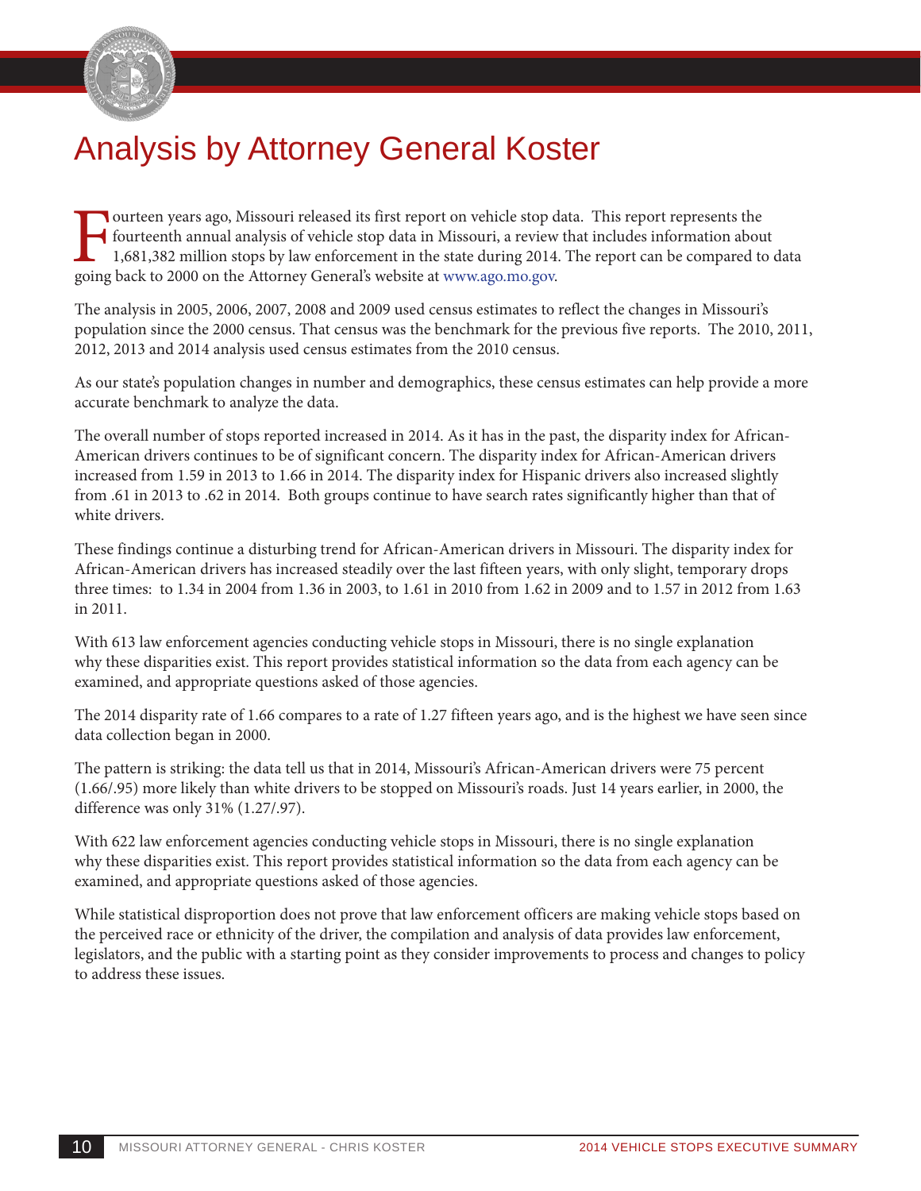# Analysis by Attorney General Koster

Fourteen years ago, Missouri released its first report on vehicle stop data. This report represents the fourteenth annual analysis of vehicle stop data in Missouri, a review that includes information about 1,681,382 million stops by law enforcement in the state during 2014. The report can be compared to data going back to 2000 on the Attorney General's website at www.ago.mo.gov.

The analysis in 2005, 2006, 2007, 2008 and 2009 used census estimates to reflect the changes in Missouri's population since the 2000 census. That census was the benchmark for the previous five reports. The 2010, 2011, 2012, 2013 and 2014 analysis used census estimates from the 2010 census.

As our state's population changes in number and demographics, these census estimates can help provide a more accurate benchmark to analyze the data.

The overall number of stops reported increased in 2014. As it has in the past, the disparity index for African-American drivers continues to be of significant concern. The disparity index for African-American drivers increased from 1.59 in 2013 to 1.66 in 2014. The disparity index for Hispanic drivers also increased slightly from .61 in 2013 to .62 in 2014. Both groups continue to have search rates significantly higher than that of white drivers.

These findings continue a disturbing trend for African-American drivers in Missouri. The disparity index for African-American drivers has increased steadily over the last fifteen years, with only slight, temporary drops three times: to 1.34 in 2004 from 1.36 in 2003, to 1.61 in 2010 from 1.62 in 2009 and to 1.57 in 2012 from 1.63 in 2011.

With 613 law enforcement agencies conducting vehicle stops in Missouri, there is no single explanation why these disparities exist. This report provides statistical information so the data from each agency can be examined, and appropriate questions asked of those agencies.

The 2014 disparity rate of 1.66 compares to a rate of 1.27 fifteen years ago, and is the highest we have seen since data collection began in 2000.

The pattern is striking: the data tell us that in 2014, Missouri's African-American drivers were 75 percent (1.66/.95) more likely than white drivers to be stopped on Missouri's roads. Just 14 years earlier, in 2000, the difference was only 31% (1.27/.97).

With 622 law enforcement agencies conducting vehicle stops in Missouri, there is no single explanation why these disparities exist. This report provides statistical information so the data from each agency can be examined, and appropriate questions asked of those agencies.

While statistical disproportion does not prove that law enforcement officers are making vehicle stops based on the perceived race or ethnicity of the driver, the compilation and analysis of data provides law enforcement, legislators, and the public with a starting point as they consider improvements to process and changes to policy to address these issues.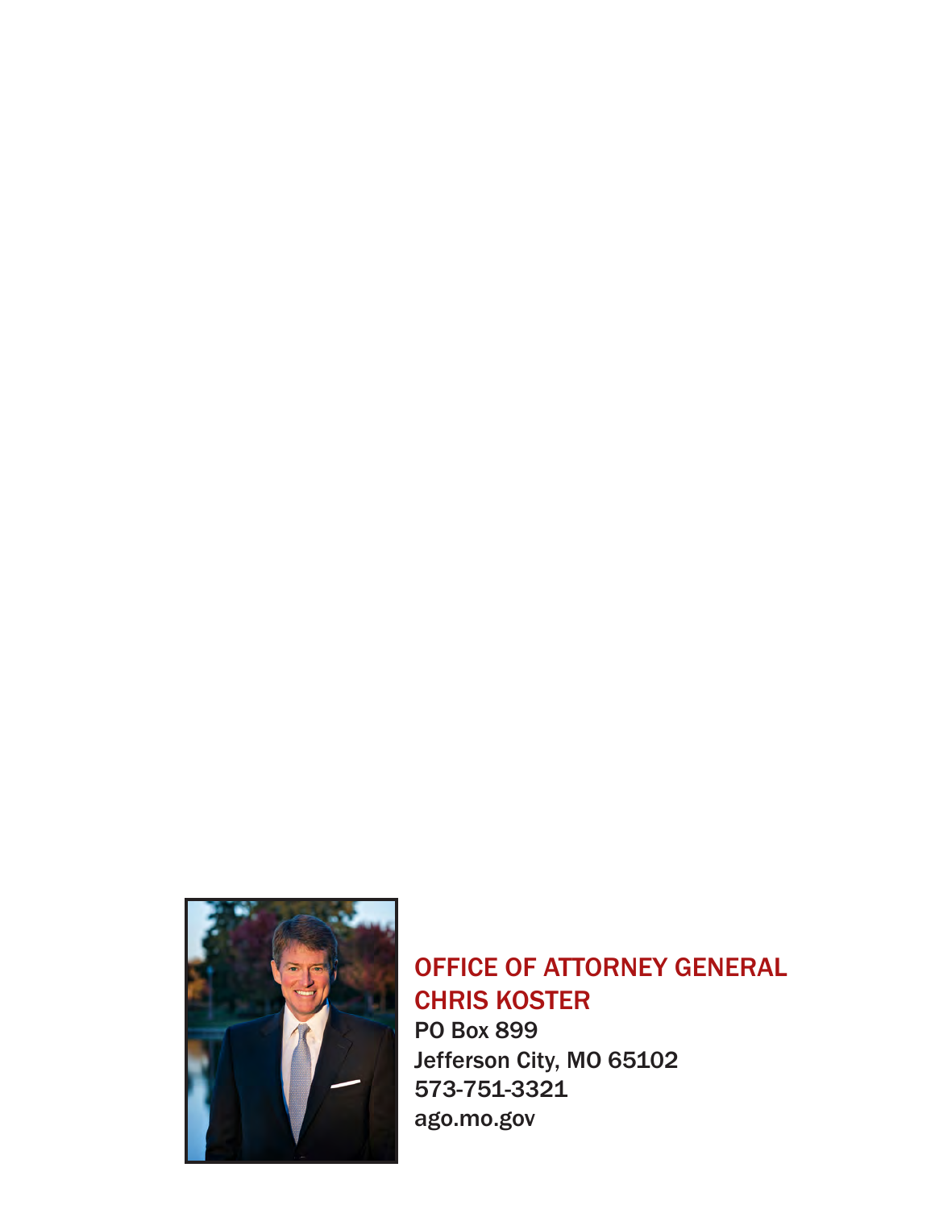OFFICE OF ATTORNEY GENERAL
CHRIS KOSTER

PO Box 899
Jefferson City, MO 65102
573-751-3321
ago.mo.gov